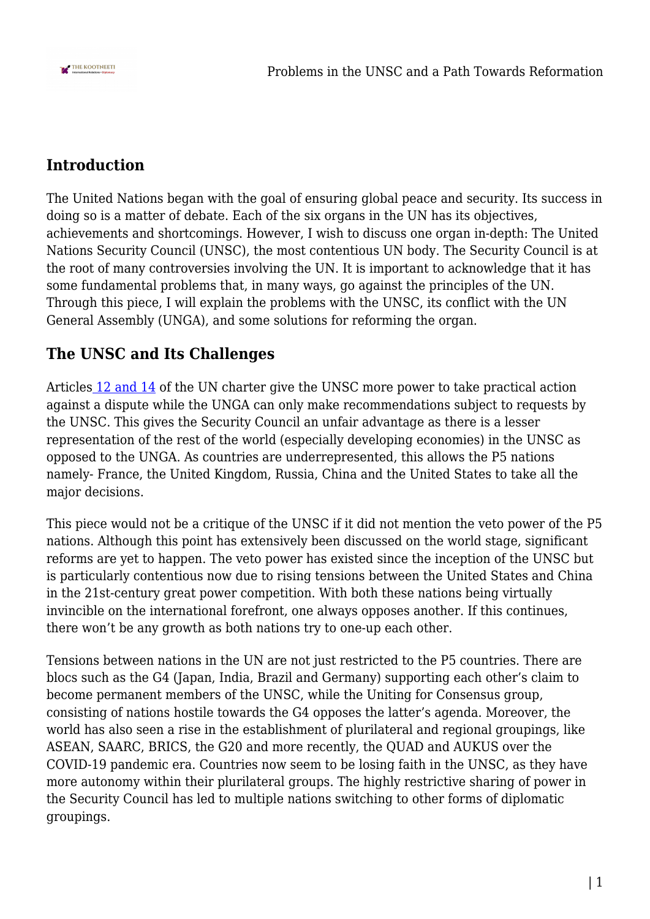## Introduction

The United Nations began with the goal of ensuring global peace and security. Its success in doing so is a matter of debate. Each of the six organs in the UN has its objectives, achievements and shortcomings. However, I wish to discuss one organ in-depth: The United Nations Security Council (UNSC), the most contentious UN body. The Security Council is at the root of many controversies involving the UN. It is important to acknowledge that it has some fundamental problems that, in many ways, go against the principles of the UN. Through this piece, I will explain the problems with the UNSC, its conflict with the UN General Assembly (UNGA), and some solutions for reforming the organ.

## The UNSC and Its Challenges

Articles 12 and 14 of the UN charter give the UNSC more power to take practical action against a dispute while the UNGA can only make recommendations subject to requests by the UNSC. This gives the Security Council an unfair advantage as there is a lesser representation of the rest of the world (especially developing economies) in the UNSC as opposed to the UNGA. As countries are underrepresented, this allows the P5 nations namely- France, the United Kingdom, Russia, China and the United States to take all the major decisions.

This piece would not be a critique of the UNSC if it did not mention the veto power of the P5 nations. Although this point has extensively been discussed on the world stage, significant reforms are yet to happen. The veto power has existed since the inception of the UNSC but is particularly contentious now due to rising tensions between the United States and China in the 21st-century great power competition. With both these nations being virtually invincible on the international forefront, one always opposes another. If this continues, there won't be any growth as both nations try to one-up each other.

Tensions between nations in the UN are not just restricted to the P5 countries. There are blocs such as the G4 (Japan, India, Brazil and Germany) supporting each other's claim to become permanent members of the UNSC, while the Uniting for Consensus group, consisting of nations hostile towards the G4 opposes the latter's agenda. Moreover, the world has also seen a rise in the establishment of plurilateral and regional groupings, like ASEAN, SAARC, BRICS, the G20 and more recently, the QUAD and AUKUS over the COVID-19 pandemic era. Countries now seem to be losing faith in the UNSC, as they have more autonomy within their plurilateral groups. The highly restrictive sharing of power in the Security Council has led to multiple nations switching to other forms of diplomatic groupings.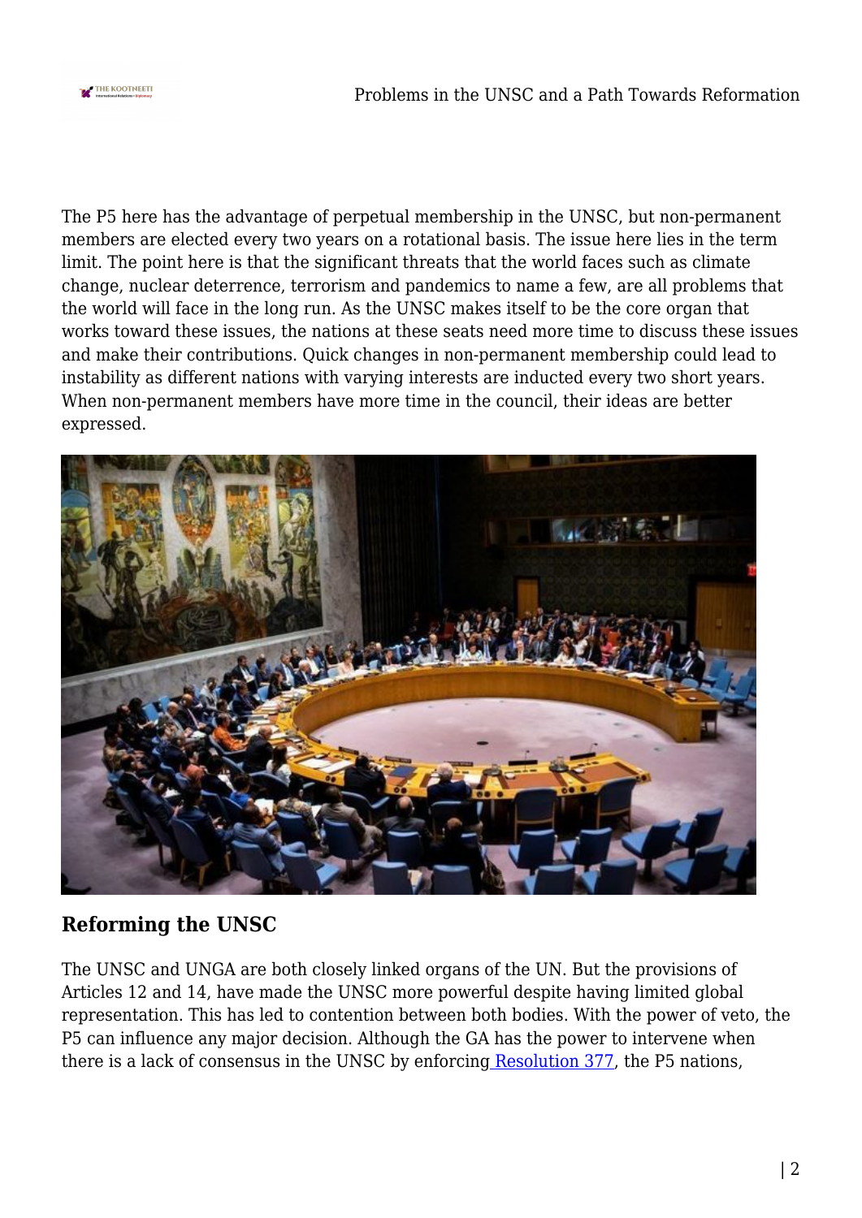The P5 here has the advantage of perpetual membership in the UNSC, but non-permanent members are elected every two years on a rotational basis. The issue here lies in the term limit. The point here is that the significant threats that the world faces such as climate change, nuclear deterrence, terrorism and pandemics to name a few, are all problems that the world will face in the long run. As the UNSC makes itself to be the core organ that works toward these issues, the nations at these seats need more time to discuss these issues and make their contributions. Quick changes in non-permanent membership could lead to instability as different nations with varying interests are inducted every two short years. When non-permanent members have more time in the council, their ideas are better expressed.

## Reforming the UNSC

The UNSC and UNGA are both closely linked organs of the UN. But the provisions of Articles 12 and 14, have made the UNSC more powerful despite having limited global representation. This has led to contention between both bodies. With the power of veto, the P5 can influence any major decision. Although the GA has the power to intervene when there is a lack of consensus in the UNSC by enforcing Resolution 377, the P5 nations,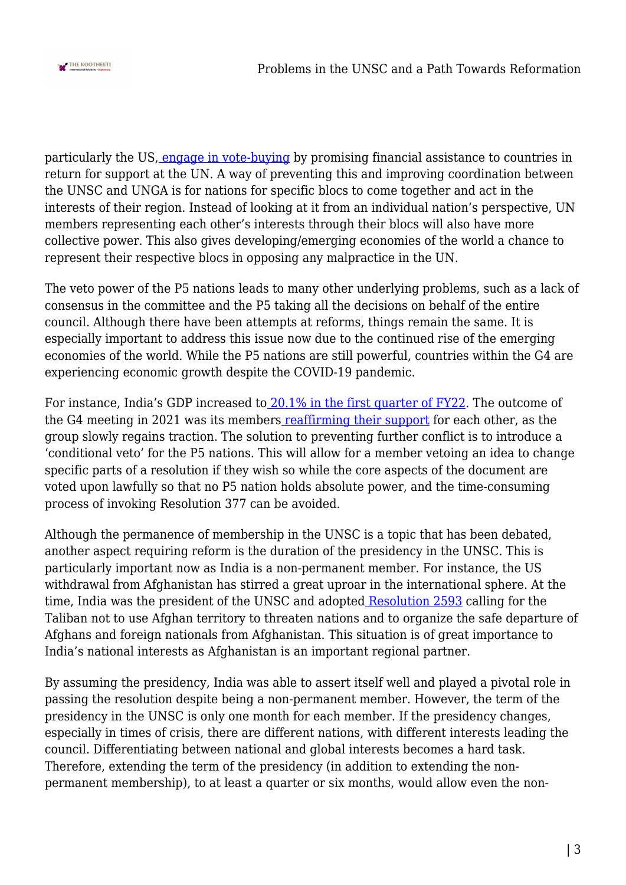particularly the US, engage in vote-buying by promising financial assistance to countries in return for support at the UN. A way of preventing this and improving coordination between the UNSC and UNGA is for nations for specific blocs to come together and act in the interests of their region. Instead of looking at it from an individual nation's perspective, UN members representing each other's interests through their blocs will also have more collective power. This also gives developing/emerging economies of the world a chance to represent their respective blocs in opposing any malpractice in the UN.

The veto power of the P5 nations leads to many other underlying problems, such as a lack of consensus in the committee and the P5 taking all the decisions on behalf of the entire council. Although there have been attempts at reforms, things remain the same. It is especially important to address this issue now due to the continued rise of the emerging economies of the world. While the P5 nations are still powerful, countries within the G4 are experiencing economic growth despite the COVID-19 pandemic.

For instance, India's GDP increased to 20.1% in the first quarter of FY22. The outcome of the G4 meeting in 2021 was its members reaffirming their support for each other, as the group slowly regains traction. The solution to preventing further conflict is to introduce a 'conditional veto' for the P5 nations. This will allow for a member vetoing an idea to change specific parts of a resolution if they wish so while the core aspects of the document are voted upon lawfully so that no P5 nation holds absolute power, and the time-consuming process of invoking Resolution 377 can be avoided.

Although the permanence of membership in the UNSC is a topic that has been debated, another aspect requiring reform is the duration of the presidency in the UNSC. This is particularly important now as India is a non-permanent member. For instance, the US withdrawal from Afghanistan has stirred a great uproar in the international sphere. At the time, India was the president of the UNSC and adopted Resolution 2593 calling for the Taliban not to use Afghan territory to threaten nations and to organize the safe departure of Afghans and foreign nationals from Afghanistan. This situation is of great importance to India's national interests as Afghanistan is an important regional partner.

By assuming the presidency, India was able to assert itself well and played a pivotal role in passing the resolution despite being a non-permanent member. However, the term of the presidency in the UNSC is only one month for each member. If the presidency changes, especially in times of crisis, there are different nations, with different interests leading the council. Differentiating between national and global interests becomes a hard task. Therefore, extending the term of the presidency (in addition to extending the non-permanent membership), to at least a quarter or six months, would allow even the non-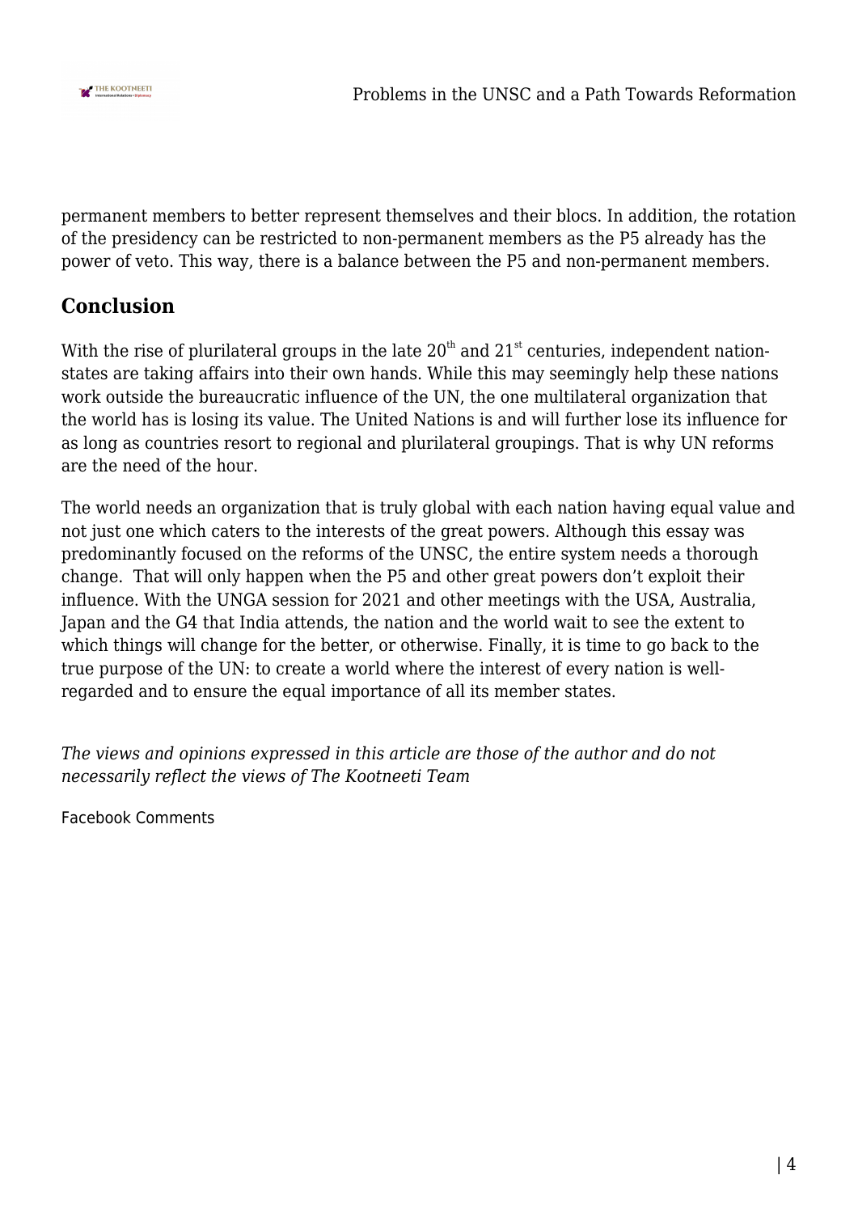permanent members to better represent themselves and their blocs. In addition, the rotation of the presidency can be restricted to non-permanent members as the P5 already has the power of veto. This way, there is a balance between the P5 and non-permanent members.

## Conclusion

With the rise of plurilateral groups in the late 20th and 21st centuries, independent nation-states are taking affairs into their own hands. While this may seemingly help these nations work outside the bureaucratic influence of the UN, the one multilateral organization that the world has is losing its value. The United Nations is and will further lose its influence for as long as countries resort to regional and plurilateral groupings. That is why UN reforms are the need of the hour.

The world needs an organization that is truly global with each nation having equal value and not just one which caters to the interests of the great powers. Although this essay was predominantly focused on the reforms of the UNSC, the entire system needs a thorough change. That will only happen when the P5 and other great powers don't exploit their influence. With the UNGA session for 2021 and other meetings with the USA, Australia, Japan and the G4 that India attends, the nation and the world wait to see the extent to which things will change for the better, or otherwise. Finally, it is time to go back to the true purpose of the UN: to create a world where the interest of every nation is well-regarded and to ensure the equal importance of all its member states.

*The views and opinions expressed in this article are those of the author and do not necessarily reflect the views of The Kootneeti Team*

Facebook Comments